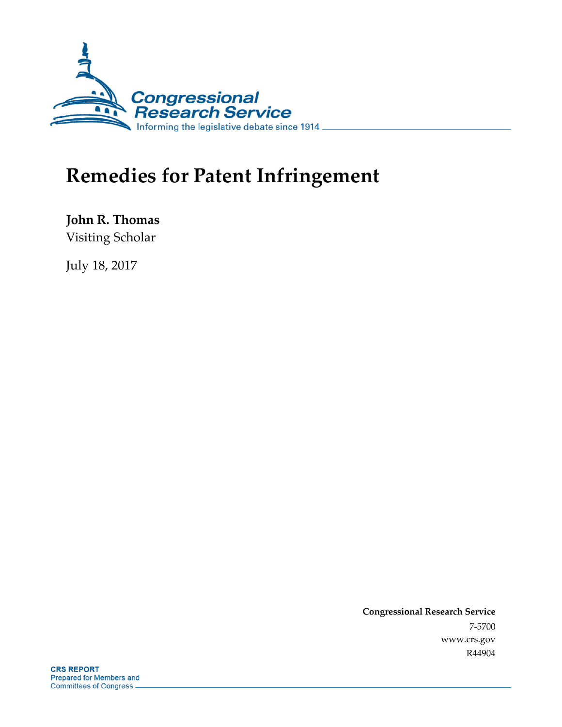# Remedies for Patent Infringement

**John R. Thomas**
Visiting Scholar

July 18, 2017

**Congressional Research Service**
7-5700
www.crs.gov
R44904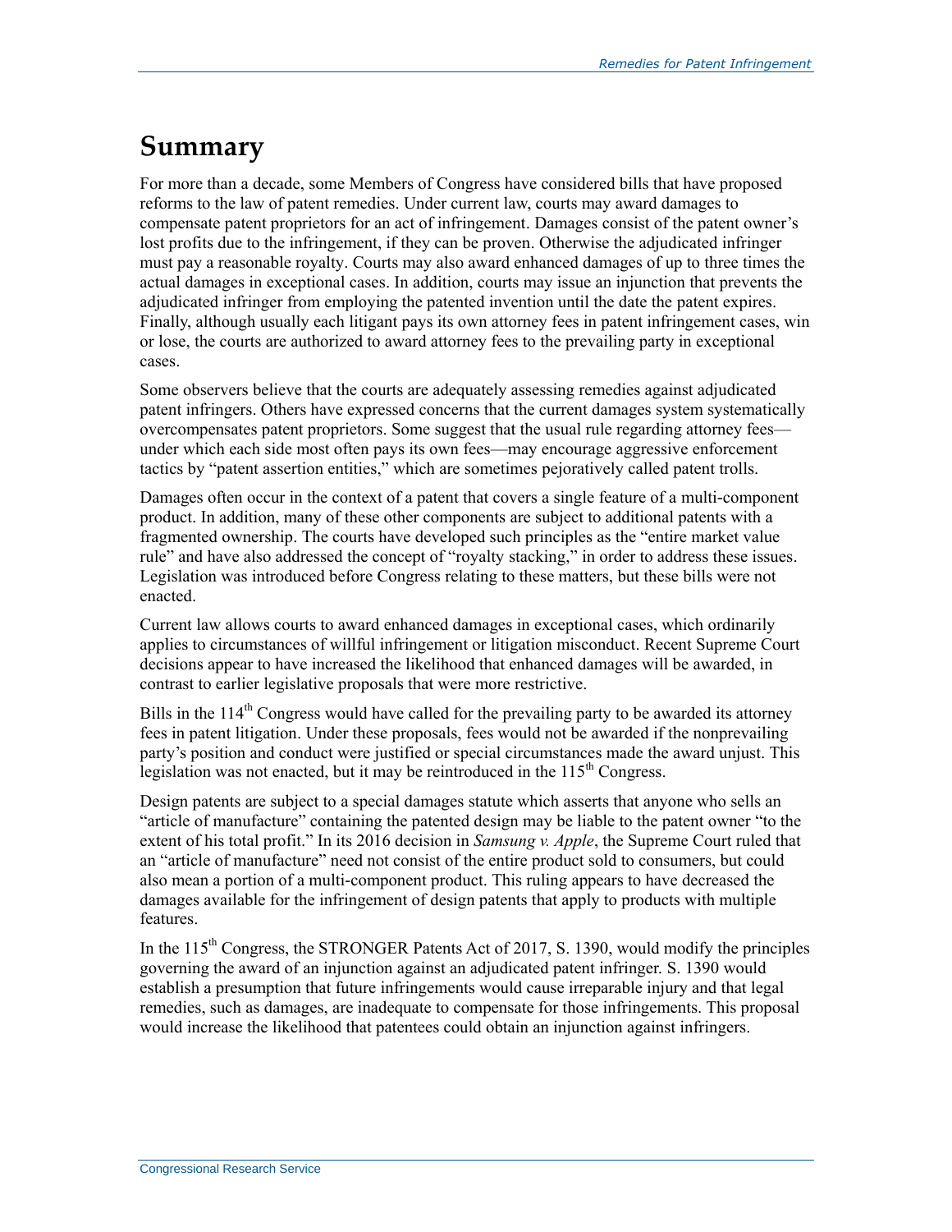# Summary

For more than a decade, some Members of Congress have considered bills that have proposed reforms to the law of patent remedies. Under current law, courts may award damages to compensate patent proprietors for an act of infringement. Damages consist of the patent owner's lost profits due to the infringement, if they can be proven. Otherwise the adjudicated infringer must pay a reasonable royalty. Courts may also award enhanced damages of up to three times the actual damages in exceptional cases. In addition, courts may issue an injunction that prevents the adjudicated infringer from employing the patented invention until the date the patent expires. Finally, although usually each litigant pays its own attorney fees in patent infringement cases, win or lose, the courts are authorized to award attorney fees to the prevailing party in exceptional cases.

Some observers believe that the courts are adequately assessing remedies against adjudicated patent infringers. Others have expressed concerns that the current damages system systematically overcompensates patent proprietors. Some suggest that the usual rule regarding attorney fees—under which each side most often pays its own fees—may encourage aggressive enforcement tactics by "patent assertion entities," which are sometimes pejoratively called patent trolls.

Damages often occur in the context of a patent that covers a single feature of a multi-component product. In addition, many of these other components are subject to additional patents with a fragmented ownership. The courts have developed such principles as the "entire market value rule" and have also addressed the concept of "royalty stacking," in order to address these issues. Legislation was introduced before Congress relating to these matters, but these bills were not enacted.

Current law allows courts to award enhanced damages in exceptional cases, which ordinarily applies to circumstances of willful infringement or litigation misconduct. Recent Supreme Court decisions appear to have increased the likelihood that enhanced damages will be awarded, in contrast to earlier legislative proposals that were more restrictive.

Bills in the 114th Congress would have called for the prevailing party to be awarded its attorney fees in patent litigation. Under these proposals, fees would not be awarded if the nonprevailing party's position and conduct were justified or special circumstances made the award unjust. This legislation was not enacted, but it may be reintroduced in the 115th Congress.

Design patents are subject to a special damages statute which asserts that anyone who sells an "article of manufacture" containing the patented design may be liable to the patent owner "to the extent of his total profit." In its 2016 decision in *Samsung v. Apple*, the Supreme Court ruled that an "article of manufacture" need not consist of the entire product sold to consumers, but could also mean a portion of a multi-component product. This ruling appears to have decreased the damages available for the infringement of design patents that apply to products with multiple features.

In the 115th Congress, the STRONGER Patents Act of 2017, S. 1390, would modify the principles governing the award of an injunction against an adjudicated patent infringer. S. 1390 would establish a presumption that future infringements would cause irreparable injury and that legal remedies, such as damages, are inadequate to compensate for those infringements. This proposal would increase the likelihood that patentees could obtain an injunction against infringers.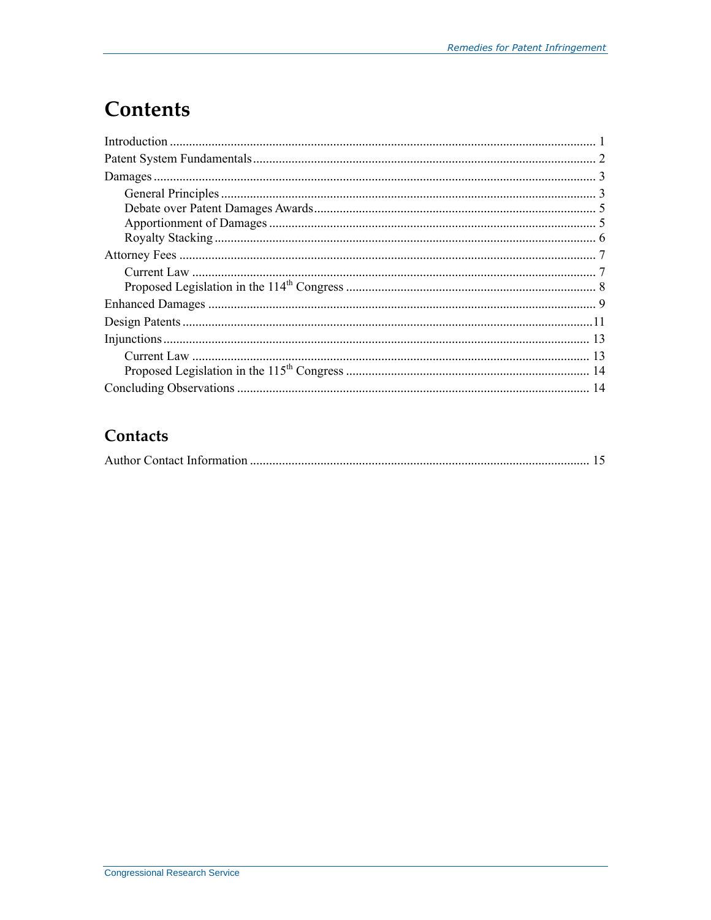# Contents

Introduction .................................................................................................................... 1
Patent System Fundamentals .......................................................................................... 2
Damages ......................................................................................................................... 3
  General Principles ...................................................................................................... 3
  Debate over Patent Damages Awards ........................................................................ 5
  Apportionment of Damages ....................................................................................... 5
  Royalty Stacking ........................................................................................................ 6
Attorney Fees ................................................................................................................. 7
  Current Law ............................................................................................................... 7
  Proposed Legislation in the 114th Congress ............................................................... 8
Enhanced Damages ........................................................................................................ 9
Design Patents ............................................................................................................... 11
Injunctions ..................................................................................................................... 13
  Current Law ............................................................................................................... 13
  Proposed Legislation in the 115th Congress ............................................................. 14
Concluding Observations .............................................................................................. 14

## Contacts

Author Contact Information .......................................................................................... 15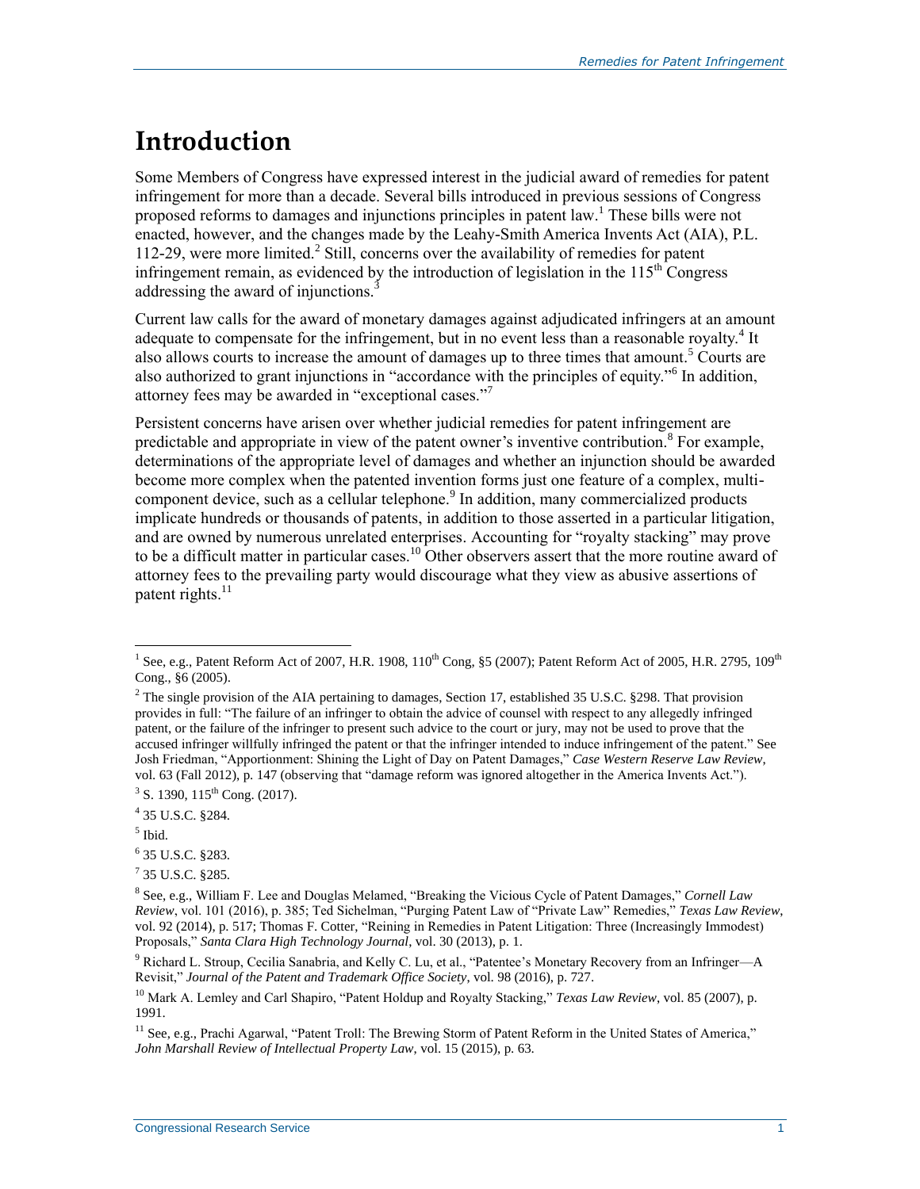# Introduction

Some Members of Congress have expressed interest in the judicial award of remedies for patent infringement for more than a decade. Several bills introduced in previous sessions of Congress proposed reforms to damages and injunctions principles in patent law.[1] These bills were not enacted, however, and the changes made by the Leahy-Smith America Invents Act (AIA), P.L. 112-29, were more limited.[2] Still, concerns over the availability of remedies for patent infringement remain, as evidenced by the introduction of legislation in the 115th Congress addressing the award of injunctions.[3]

Current law calls for the award of monetary damages against adjudicated infringers at an amount adequate to compensate for the infringement, but in no event less than a reasonable royalty.[4] It also allows courts to increase the amount of damages up to three times that amount.[5] Courts are also authorized to grant injunctions in "accordance with the principles of equity."[6] In addition, attorney fees may be awarded in "exceptional cases."[7]

Persistent concerns have arisen over whether judicial remedies for patent infringement are predictable and appropriate in view of the patent owner's inventive contribution.[8] For example, determinations of the appropriate level of damages and whether an injunction should be awarded become more complex when the patented invention forms just one feature of a complex, multi-component device, such as a cellular telephone.[9] In addition, many commercialized products implicate hundreds or thousands of patents, in addition to those asserted in a particular litigation, and are owned by numerous unrelated enterprises. Accounting for "royalty stacking" may prove to be a difficult matter in particular cases.[10] Other observers assert that the more routine award of attorney fees to the prevailing party would discourage what they view as abusive assertions of patent rights.[11]

---

[1] See, e.g., Patent Reform Act of 2007, H.R. 1908, 110th Cong, §5 (2007); Patent Reform Act of 2005, H.R. 2795, 109th Cong., §6 (2005).

[2] The single provision of the AIA pertaining to damages, Section 17, established 35 U.S.C. §298. That provision provides in full: "The failure of an infringer to obtain the advice of counsel with respect to any allegedly infringed patent, or the failure of the infringer to present such advice to the court or jury, may not be used to prove that the accused infringer willfully infringed the patent or that the infringer intended to induce infringement of the patent." See Josh Friedman, "Apportionment: Shining the Light of Day on Patent Damages," *Case Western Reserve Law Review*, vol. 63 (Fall 2012), p. 147 (observing that "damage reform was ignored altogether in the America Invents Act.").

[3] S. 1390, 115th Cong. (2017).

[4] 35 U.S.C. §284.

[5] Ibid.

[6] 35 U.S.C. §283.

[7] 35 U.S.C. §285.

[8] See, e.g., William F. Lee and Douglas Melamed, "Breaking the Vicious Cycle of Patent Damages," *Cornell Law Review*, vol. 101 (2016), p. 385; Ted Sichelman, "Purging Patent Law of "Private Law" Remedies," *Texas Law Review*, vol. 92 (2014), p. 517; Thomas F. Cotter, "Reining in Remedies in Patent Litigation: Three (Increasingly Immodest) Proposals," *Santa Clara High Technology Journal*, vol. 30 (2013), p. 1.

[9] Richard L. Stroup, Cecilia Sanabria, and Kelly C. Lu, et al., "Patentee's Monetary Recovery from an Infringer—A Revisit," *Journal of the Patent and Trademark Office Society*, vol. 98 (2016), p. 727.

[10] Mark A. Lemley and Carl Shapiro, "Patent Holdup and Royalty Stacking," *Texas Law Review*, vol. 85 (2007), p. 1991.

[11] See, e.g., Prachi Agarwal, "Patent Troll: The Brewing Storm of Patent Reform in the United States of America," *John Marshall Review of Intellectual Property Law*, vol. 15 (2015), p. 63.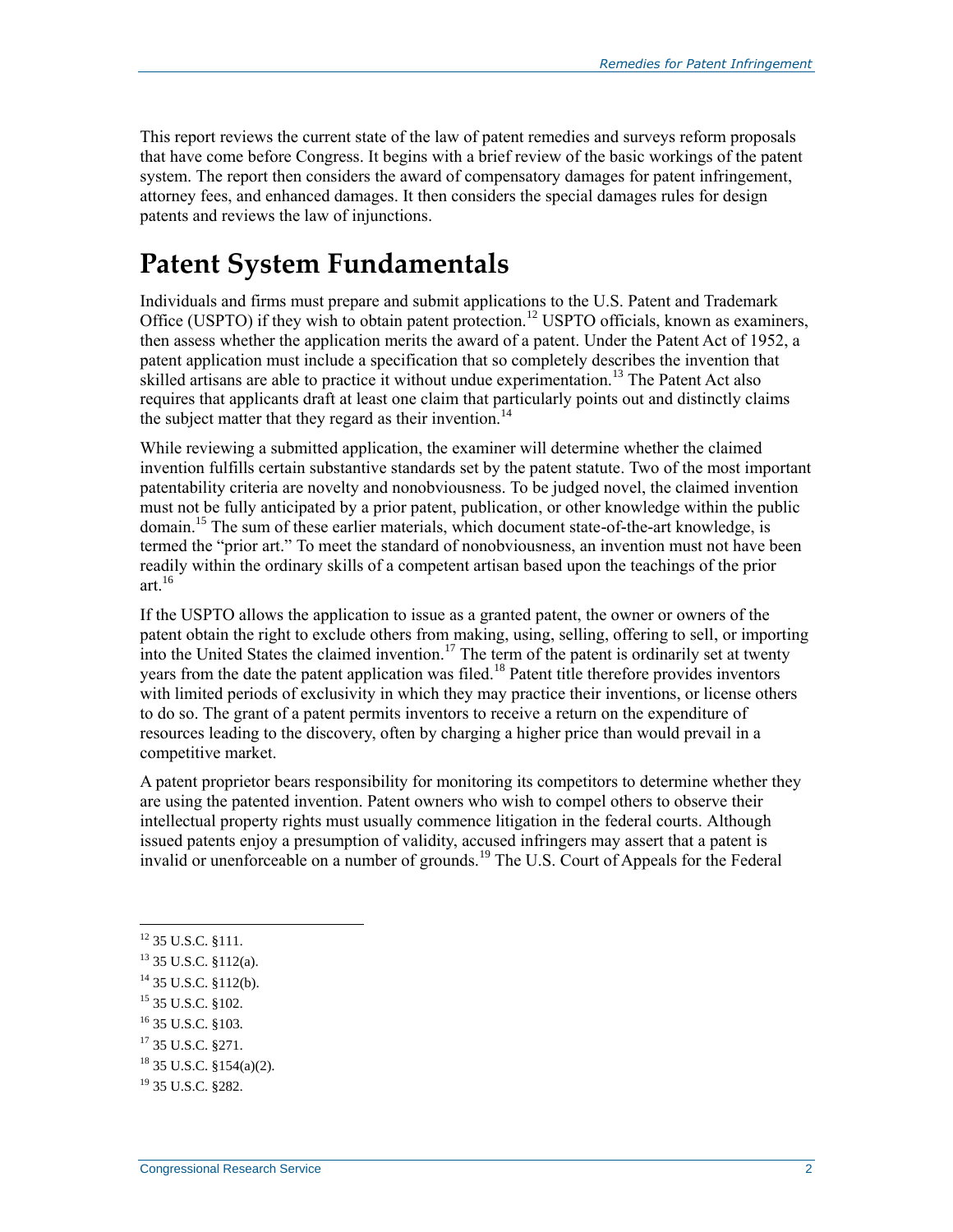This report reviews the current state of the law of patent remedies and surveys reform proposals that have come before Congress. It begins with a brief review of the basic workings of the patent system. The report then considers the award of compensatory damages for patent infringement, attorney fees, and enhanced damages. It then considers the special damages rules for design patents and reviews the law of injunctions.

# Patent System Fundamentals

Individuals and firms must prepare and submit applications to the U.S. Patent and Trademark Office (USPTO) if they wish to obtain patent protection.[12] USPTO officials, known as examiners, then assess whether the application merits the award of a patent. Under the Patent Act of 1952, a patent application must include a specification that so completely describes the invention that skilled artisans are able to practice it without undue experimentation.[13] The Patent Act also requires that applicants draft at least one claim that particularly points out and distinctly claims the subject matter that they regard as their invention.[14]

While reviewing a submitted application, the examiner will determine whether the claimed invention fulfills certain substantive standards set by the patent statute. Two of the most important patentability criteria are novelty and nonobviousness. To be judged novel, the claimed invention must not be fully anticipated by a prior patent, publication, or other knowledge within the public domain.[15] The sum of these earlier materials, which document state-of-the-art knowledge, is termed the "prior art." To meet the standard of nonobviousness, an invention must not have been readily within the ordinary skills of a competent artisan based upon the teachings of the prior art.[16]

If the USPTO allows the application to issue as a granted patent, the owner or owners of the patent obtain the right to exclude others from making, using, selling, offering to sell, or importing into the United States the claimed invention.[17] The term of the patent is ordinarily set at twenty years from the date the patent application was filed.[18] Patent title therefore provides inventors with limited periods of exclusivity in which they may practice their inventions, or license others to do so. The grant of a patent permits inventors to receive a return on the expenditure of resources leading to the discovery, often by charging a higher price than would prevail in a competitive market.

A patent proprietor bears responsibility for monitoring its competitors to determine whether they are using the patented invention. Patent owners who wish to compel others to observe their intellectual property rights must usually commence litigation in the federal courts. Although issued patents enjoy a presumption of validity, accused infringers may assert that a patent is invalid or unenforceable on a number of grounds.[19] The U.S. Court of Appeals for the Federal

---

[12] 35 U.S.C. §111.

[13] 35 U.S.C. §112(a).

[14] 35 U.S.C. §112(b).

[15] 35 U.S.C. §102.

[16] 35 U.S.C. §103.

[17] 35 U.S.C. §271.

[18] 35 U.S.C. §154(a)(2).

[19] 35 U.S.C. §282.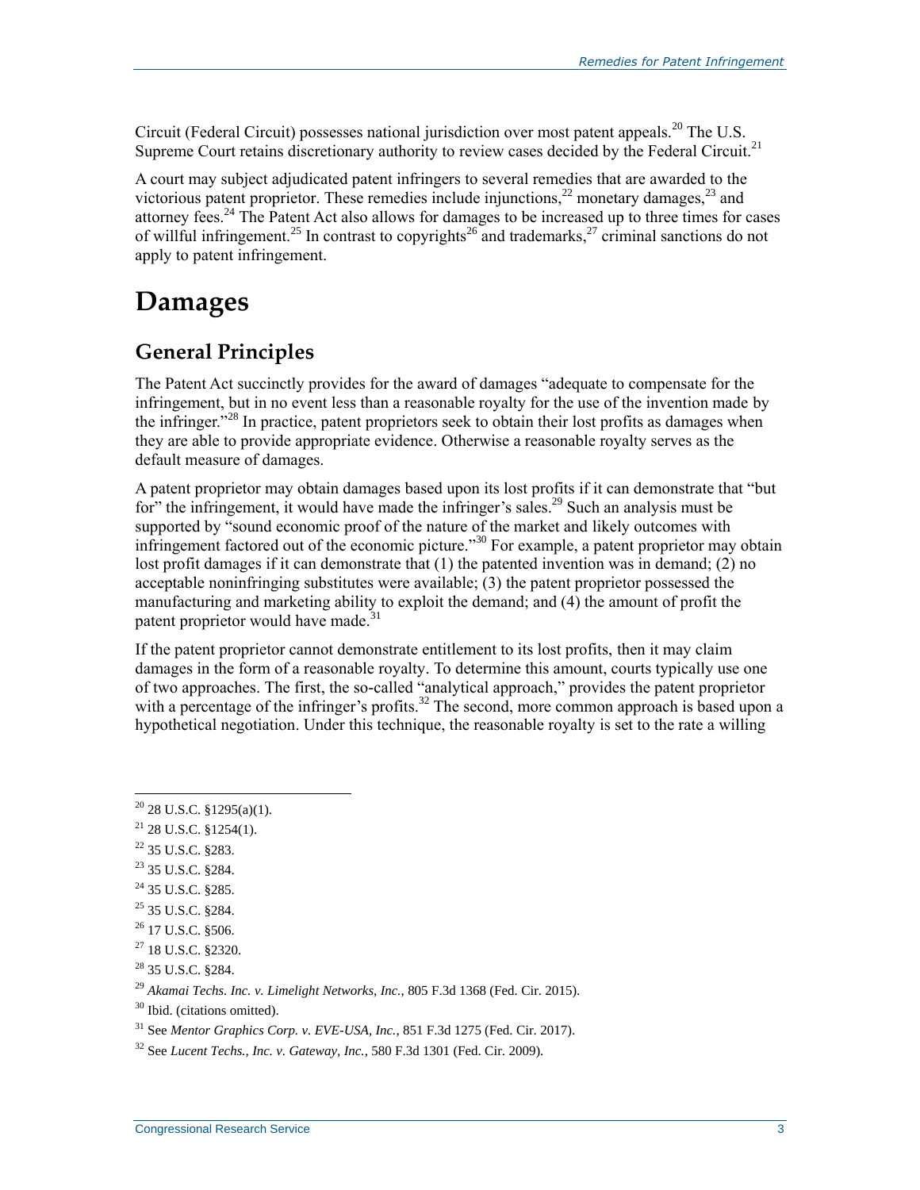Circuit (Federal Circuit) possesses national jurisdiction over most patent appeals.[20] The U.S. Supreme Court retains discretionary authority to review cases decided by the Federal Circuit.[21]

A court may subject adjudicated patent infringers to several remedies that are awarded to the victorious patent proprietor. These remedies include injunctions,[22] monetary damages,[23] and attorney fees.[24] The Patent Act also allows for damages to be increased up to three times for cases of willful infringement.[25] In contrast to copyrights[26] and trademarks,[27] criminal sanctions do not apply to patent infringement.

# Damages

## General Principles

The Patent Act succinctly provides for the award of damages "adequate to compensate for the infringement, but in no event less than a reasonable royalty for the use of the invention made by the infringer."[28] In practice, patent proprietors seek to obtain their lost profits as damages when they are able to provide appropriate evidence. Otherwise a reasonable royalty serves as the default measure of damages.

A patent proprietor may obtain damages based upon its lost profits if it can demonstrate that "but for" the infringement, it would have made the infringer's sales.[29] Such an analysis must be supported by "sound economic proof of the nature of the market and likely outcomes with infringement factored out of the economic picture."[30] For example, a patent proprietor may obtain lost profit damages if it can demonstrate that (1) the patented invention was in demand; (2) no acceptable noninfringing substitutes were available; (3) the patent proprietor possessed the manufacturing and marketing ability to exploit the demand; and (4) the amount of profit the patent proprietor would have made.[31]

If the patent proprietor cannot demonstrate entitlement to its lost profits, then it may claim damages in the form of a reasonable royalty. To determine this amount, courts typically use one of two approaches. The first, the so-called "analytical approach," provides the patent proprietor with a percentage of the infringer's profits.[32] The second, more common approach is based upon a hypothetical negotiation. Under this technique, the reasonable royalty is set to the rate a willing

---

[20] 28 U.S.C. §1295(a)(1).

[21] 28 U.S.C. §1254(1).

[22] 35 U.S.C. §283.

[23] 35 U.S.C. §284.

[24] 35 U.S.C. §285.

[25] 35 U.S.C. §284.

[26] 17 U.S.C. §506.

[27] 18 U.S.C. §2320.

[28] 35 U.S.C. §284.

[29] *Akamai Techs. Inc. v. Limelight Networks, Inc.*, 805 F.3d 1368 (Fed. Cir. 2015).

[30] Ibid. (citations omitted).

[31] See *Mentor Graphics Corp. v. EVE-USA, Inc.*, 851 F.3d 1275 (Fed. Cir. 2017).

[32] See *Lucent Techs., Inc. v. Gateway, Inc.*, 580 F.3d 1301 (Fed. Cir. 2009).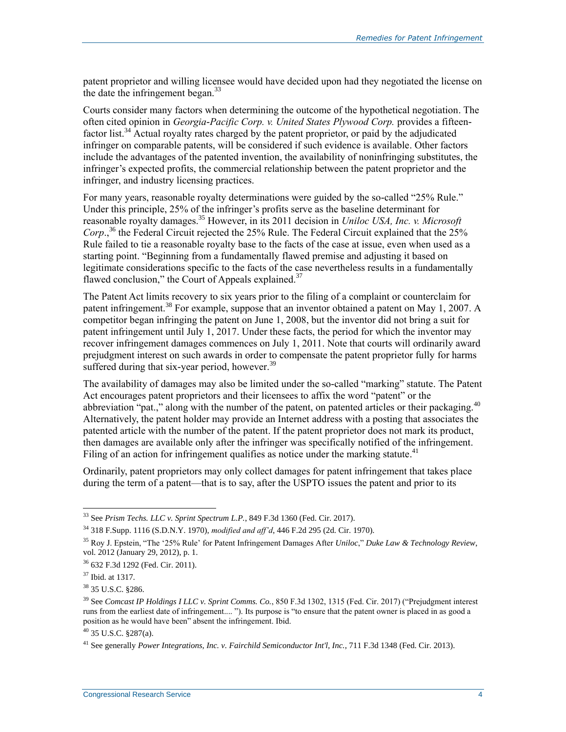patent proprietor and willing licensee would have decided upon had they negotiated the license on the date the infringement began.[33]

Courts consider many factors when determining the outcome of the hypothetical negotiation. The often cited opinion in *Georgia-Pacific Corp. v. United States Plywood Corp.* provides a fifteen-factor list.[34] Actual royalty rates charged by the patent proprietor, or paid by the adjudicated infringer on comparable patents, will be considered if such evidence is available. Other factors include the advantages of the patented invention, the availability of noninfringing substitutes, the infringer's expected profits, the commercial relationship between the patent proprietor and the infringer, and industry licensing practices.

For many years, reasonable royalty determinations were guided by the so-called "25% Rule." Under this principle, 25% of the infringer's profits serve as the baseline determinant for reasonable royalty damages.[35] However, in its 2011 decision in *Uniloc USA, Inc. v. Microsoft Corp.*,[36] the Federal Circuit rejected the 25% Rule. The Federal Circuit explained that the 25% Rule failed to tie a reasonable royalty base to the facts of the case at issue, even when used as a starting point. "Beginning from a fundamentally flawed premise and adjusting it based on legitimate considerations specific to the facts of the case nevertheless results in a fundamentally flawed conclusion," the Court of Appeals explained.[37]

The Patent Act limits recovery to six years prior to the filing of a complaint or counterclaim for patent infringement.[38] For example, suppose that an inventor obtained a patent on May 1, 2007. A competitor began infringing the patent on June 1, 2008, but the inventor did not bring a suit for patent infringement until July 1, 2017. Under these facts, the period for which the inventor may recover infringement damages commences on July 1, 2011. Note that courts will ordinarily award prejudgment interest on such awards in order to compensate the patent proprietor fully for harms suffered during that six-year period, however.[39]

The availability of damages may also be limited under the so-called "marking" statute. The Patent Act encourages patent proprietors and their licensees to affix the word "patent" or the abbreviation "pat.," along with the number of the patent, on patented articles or their packaging.[40] Alternatively, the patent holder may provide an Internet address with a posting that associates the patented article with the number of the patent. If the patent proprietor does not mark its product, then damages are available only after the infringer was specifically notified of the infringement. Filing of an action for infringement qualifies as notice under the marking statute.[41]

Ordinarily, patent proprietors may only collect damages for patent infringement that takes place during the term of a patent—that is to say, after the USPTO issues the patent and prior to its

---

[33] See *Prism Techs. LLC v. Sprint Spectrum L.P.*, 849 F.3d 1360 (Fed. Cir. 2017).

[34] 318 F.Supp. 1116 (S.D.N.Y. 1970), *modified and aff'd*, 446 F.2d 295 (2d. Cir. 1970).

[35] Roy J. Epstein, "The '25% Rule' for Patent Infringement Damages After *Uniloc*," *Duke Law & Technology Review*, vol. 2012 (January 29, 2012), p. 1.

[36] 632 F.3d 1292 (Fed. Cir. 2011).

[37] Ibid. at 1317.

[38] 35 U.S.C. §286.

[39] See *Comcast IP Holdings I LLC v. Sprint Comms. Co.*, 850 F.3d 1302, 1315 (Fed. Cir. 2017) ("Prejudgment interest runs from the earliest date of infringement.... "). Its purpose is "to ensure that the patent owner is placed in as good a position as he would have been" absent the infringement. Ibid.

[40] 35 U.S.C. §287(a).

[41] See generally *Power Integrations, Inc. v. Fairchild Semiconductor Int'l, Inc.*, 711 F.3d 1348 (Fed. Cir. 2013).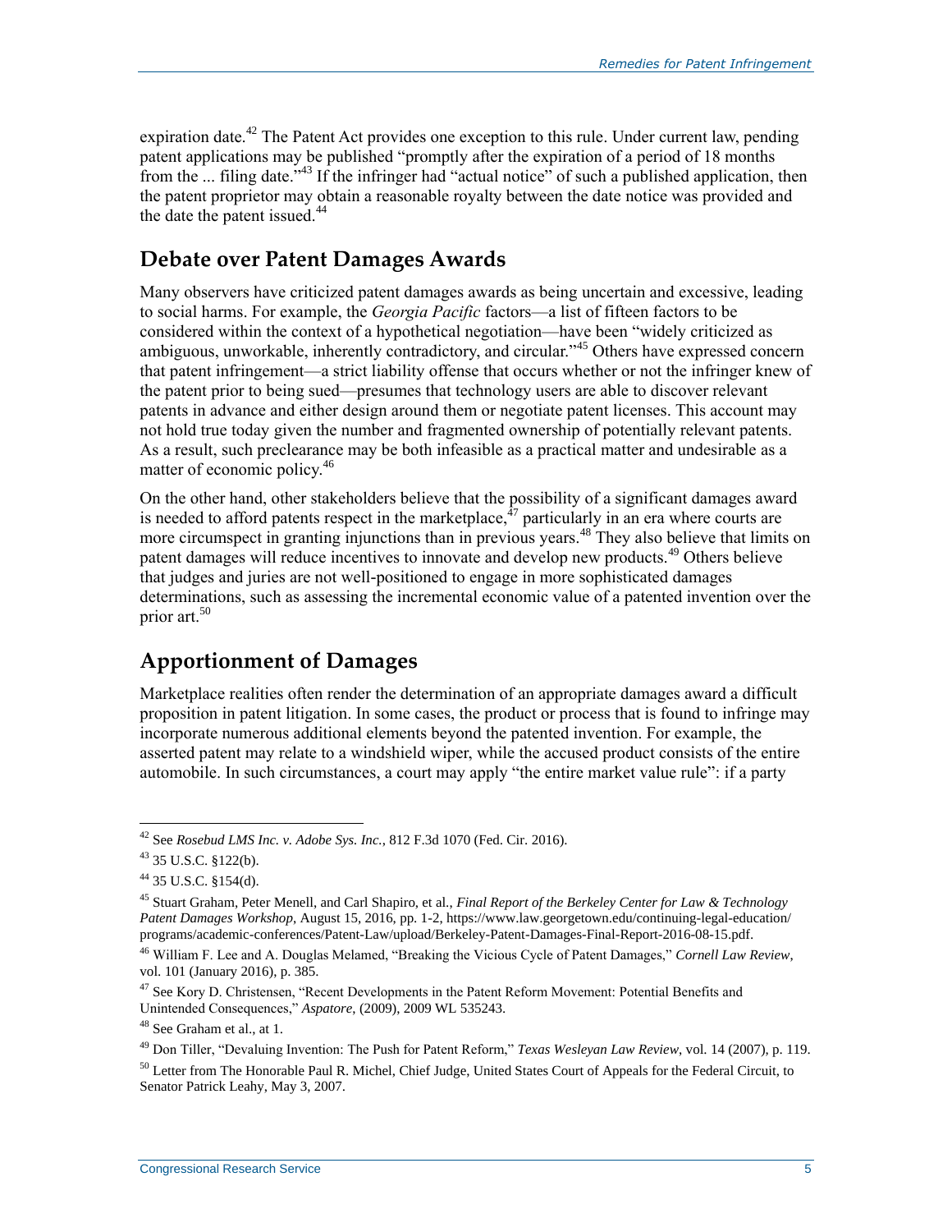expiration date.[42] The Patent Act provides one exception to this rule. Under current law, pending patent applications may be published "promptly after the expiration of a period of 18 months from the ... filing date."[43] If the infringer had "actual notice" of such a published application, then the patent proprietor may obtain a reasonable royalty between the date notice was provided and the date the patent issued.[44]

## Debate over Patent Damages Awards

Many observers have criticized patent damages awards as being uncertain and excessive, leading to social harms. For example, the *Georgia Pacific* factors—a list of fifteen factors to be considered within the context of a hypothetical negotiation—have been "widely criticized as ambiguous, unworkable, inherently contradictory, and circular."[45] Others have expressed concern that patent infringement—a strict liability offense that occurs whether or not the infringer knew of the patent prior to being sued—presumes that technology users are able to discover relevant patents in advance and either design around them or negotiate patent licenses. This account may not hold true today given the number and fragmented ownership of potentially relevant patents. As a result, such preclearance may be both infeasible as a practical matter and undesirable as a matter of economic policy.[46]

On the other hand, other stakeholders believe that the possibility of a significant damages award is needed to afford patents respect in the marketplace,[47] particularly in an era where courts are more circumspect in granting injunctions than in previous years.[48] They also believe that limits on patent damages will reduce incentives to innovate and develop new products.[49] Others believe that judges and juries are not well-positioned to engage in more sophisticated damages determinations, such as assessing the incremental economic value of a patented invention over the prior art.[50]

## Apportionment of Damages

Marketplace realities often render the determination of an appropriate damages award a difficult proposition in patent litigation. In some cases, the product or process that is found to infringe may incorporate numerous additional elements beyond the patented invention. For example, the asserted patent may relate to a windshield wiper, while the accused product consists of the entire automobile. In such circumstances, a court may apply "the entire market value rule": if a party

---

[42] See *Rosebud LMS Inc. v. Adobe Sys. Inc.*, 812 F.3d 1070 (Fed. Cir. 2016).

[43] 35 U.S.C. §122(b).

[44] 35 U.S.C. §154(d).

[45] Stuart Graham, Peter Menell, and Carl Shapiro, et al., *Final Report of the Berkeley Center for Law & Technology Patent Damages Workshop*, August 15, 2016, pp. 1-2, https://www.law.georgetown.edu/continuing-legal-education/programs/academic-conferences/Patent-Law/upload/Berkeley-Patent-Damages-Final-Report-2016-08-15.pdf.

[46] William F. Lee and A. Douglas Melamed, "Breaking the Vicious Cycle of Patent Damages," *Cornell Law Review*, vol. 101 (January 2016), p. 385.

[47] See Kory D. Christensen, "Recent Developments in the Patent Reform Movement: Potential Benefits and Unintended Consequences," *Aspatore*, (2009), 2009 WL 535243.

[48] See Graham et al., at 1.

[49] Don Tiller, "Devaluing Invention: The Push for Patent Reform," *Texas Wesleyan Law Review*, vol. 14 (2007), p. 119.

[50] Letter from The Honorable Paul R. Michel, Chief Judge, United States Court of Appeals for the Federal Circuit, to Senator Patrick Leahy, May 3, 2007.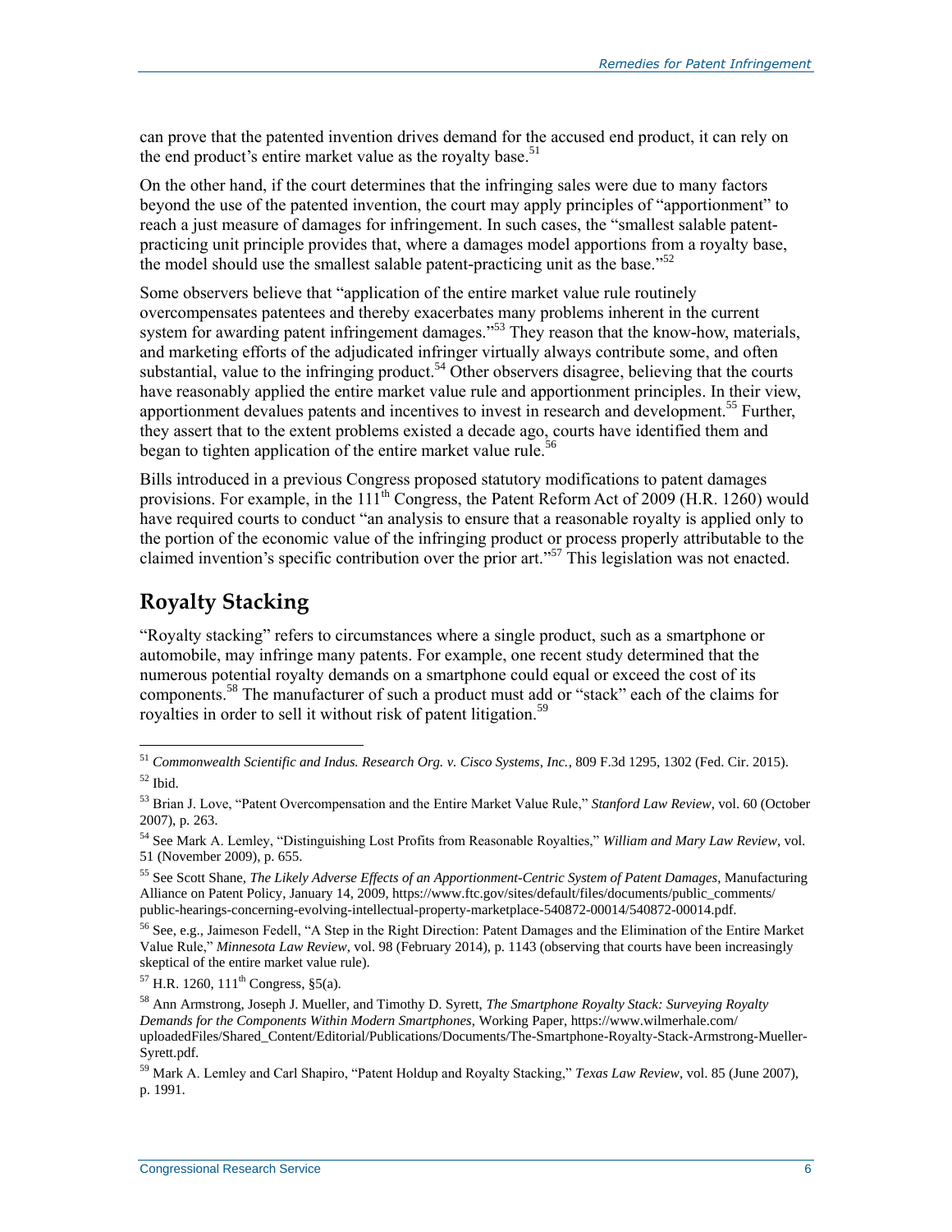can prove that the patented invention drives demand for the accused end product, it can rely on the end product's entire market value as the royalty base.[51]

On the other hand, if the court determines that the infringing sales were due to many factors beyond the use of the patented invention, the court may apply principles of "apportionment" to reach a just measure of damages for infringement. In such cases, the "smallest salable patent-practicing unit principle provides that, where a damages model apportions from a royalty base, the model should use the smallest salable patent-practicing unit as the base."[52]

Some observers believe that "application of the entire market value rule routinely overcompensates patentees and thereby exacerbates many problems inherent in the current system for awarding patent infringement damages."[53] They reason that the know-how, materials, and marketing efforts of the adjudicated infringer virtually always contribute some, and often substantial, value to the infringing product.[54] Other observers disagree, believing that the courts have reasonably applied the entire market value rule and apportionment principles. In their view, apportionment devalues patents and incentives to invest in research and development.[55] Further, they assert that to the extent problems existed a decade ago, courts have identified them and began to tighten application of the entire market value rule.[56]

Bills introduced in a previous Congress proposed statutory modifications to patent damages provisions. For example, in the 111th Congress, the Patent Reform Act of 2009 (H.R. 1260) would have required courts to conduct "an analysis to ensure that a reasonable royalty is applied only to the portion of the economic value of the infringing product or process properly attributable to the claimed invention's specific contribution over the prior art."[57] This legislation was not enacted.

## Royalty Stacking

"Royalty stacking" refers to circumstances where a single product, such as a smartphone or automobile, may infringe many patents. For example, one recent study determined that the numerous potential royalty demands on a smartphone could equal or exceed the cost of its components.[58] The manufacturer of such a product must add or "stack" each of the claims for royalties in order to sell it without risk of patent litigation.[59]

---

[51] *Commonwealth Scientific and Indus. Research Org. v. Cisco Systems, Inc.*, 809 F.3d 1295, 1302 (Fed. Cir. 2015).

[52] Ibid.

[53] Brian J. Love, "Patent Overcompensation and the Entire Market Value Rule," *Stanford Law Review*, vol. 60 (October 2007), p. 263.

[54] See Mark A. Lemley, "Distinguishing Lost Profits from Reasonable Royalties," *William and Mary Law Review*, vol. 51 (November 2009), p. 655.

[55] See Scott Shane, *The Likely Adverse Effects of an Apportionment-Centric System of Patent Damages*, Manufacturing Alliance on Patent Policy, January 14, 2009, https://www.ftc.gov/sites/default/files/documents/public_comments/public-hearings-concerning-evolving-intellectual-property-marketplace-540872-00014/540872-00014.pdf.

[56] See, e.g., Jaimeson Fedell, "A Step in the Right Direction: Patent Damages and the Elimination of the Entire Market Value Rule," *Minnesota Law Review*, vol. 98 (February 2014), p. 1143 (observing that courts have been increasingly skeptical of the entire market value rule).

[57] H.R. 1260, 111th Congress, §5(a).

[58] Ann Armstrong, Joseph J. Mueller, and Timothy D. Syrett, *The Smartphone Royalty Stack: Surveying Royalty Demands for the Components Within Modern Smartphones*, Working Paper, https://www.wilmerhale.com/uploadedFiles/Shared_Content/Editorial/Publications/Documents/The-Smartphone-Royalty-Stack-Armstrong-Mueller-Syrett.pdf.

[59] Mark A. Lemley and Carl Shapiro, "Patent Holdup and Royalty Stacking," *Texas Law Review*, vol. 85 (June 2007), p. 1991.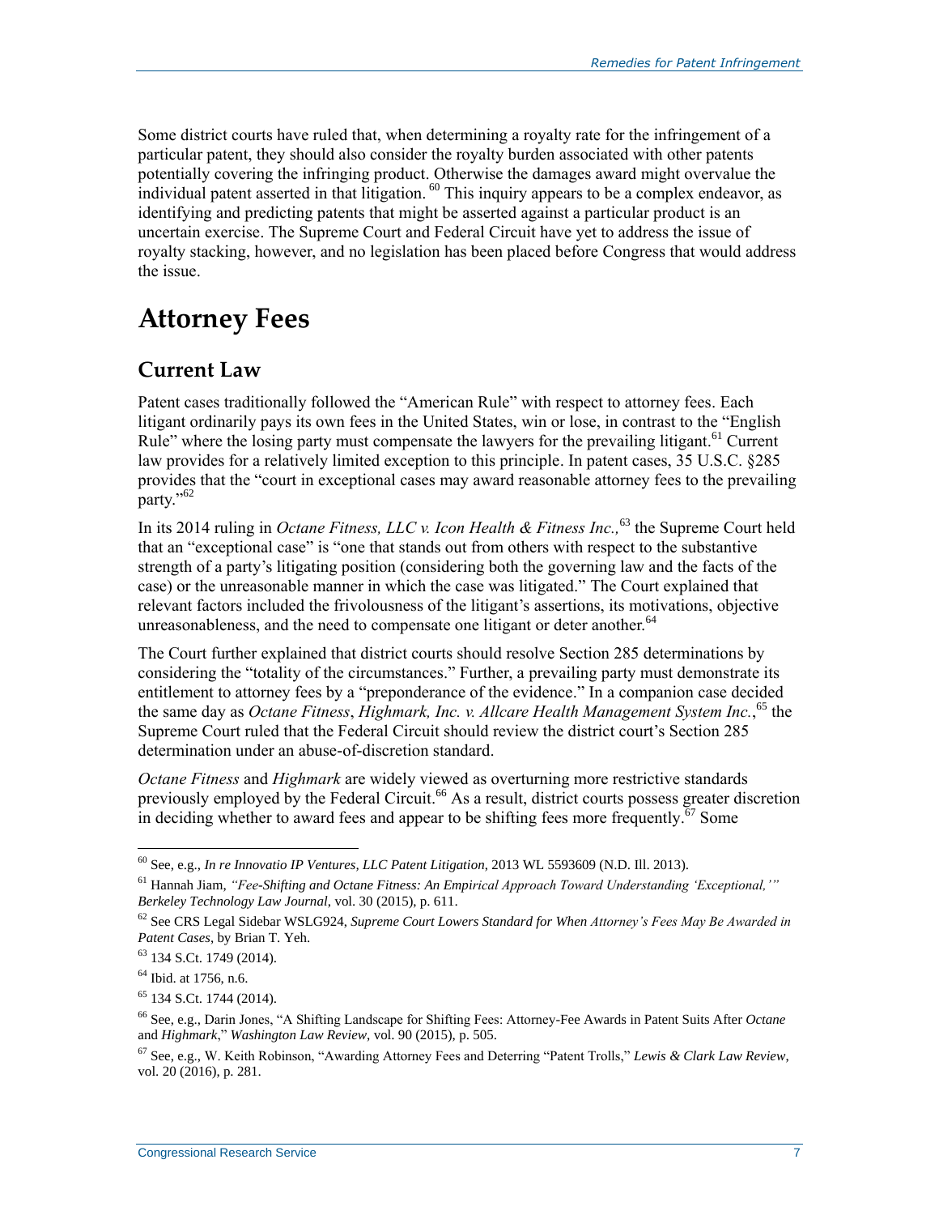Some district courts have ruled that, when determining a royalty rate for the infringement of a particular patent, they should also consider the royalty burden associated with other patents potentially covering the infringing product. Otherwise the damages award might overvalue the individual patent asserted in that litigation.[60] This inquiry appears to be a complex endeavor, as identifying and predicting patents that might be asserted against a particular product is an uncertain exercise. The Supreme Court and Federal Circuit have yet to address the issue of royalty stacking, however, and no legislation has been placed before Congress that would address the issue.

# Attorney Fees

## Current Law

Patent cases traditionally followed the "American Rule" with respect to attorney fees. Each litigant ordinarily pays its own fees in the United States, win or lose, in contrast to the "English Rule" where the losing party must compensate the lawyers for the prevailing litigant.[61] Current law provides for a relatively limited exception to this principle. In patent cases, 35 U.S.C. §285 provides that the "court in exceptional cases may award reasonable attorney fees to the prevailing party."[62]

In its 2014 ruling in *Octane Fitness, LLC v. Icon Health & Fitness Inc.,*[63] the Supreme Court held that an "exceptional case" is "one that stands out from others with respect to the substantive strength of a party's litigating position (considering both the governing law and the facts of the case) or the unreasonable manner in which the case was litigated." The Court explained that relevant factors included the frivolousness of the litigant's assertions, its motivations, objective unreasonableness, and the need to compensate one litigant or deter another.[64]

The Court further explained that district courts should resolve Section 285 determinations by considering the "totality of the circumstances." Further, a prevailing party must demonstrate its entitlement to attorney fees by a "preponderance of the evidence." In a companion case decided the same day as *Octane Fitness*, *Highmark, Inc. v. Allcare Health Management System Inc.*,[65] the Supreme Court ruled that the Federal Circuit should review the district court's Section 285 determination under an abuse-of-discretion standard.

*Octane Fitness* and *Highmark* are widely viewed as overturning more restrictive standards previously employed by the Federal Circuit.[66] As a result, district courts possess greater discretion in deciding whether to award fees and appear to be shifting fees more frequently.[67] Some

---

[60] See, e.g., *In re Innovatio IP Ventures, LLC Patent Litigation*, 2013 WL 5593609 (N.D. Ill. 2013).

[61] Hannah Jiam, *"Fee-Shifting and Octane Fitness: An Empirical Approach Toward Understanding 'Exceptional,'" Berkeley Technology Law Journal*, vol. 30 (2015), p. 611.

[62] See CRS Legal Sidebar WSLG924, *Supreme Court Lowers Standard for When Attorney's Fees May Be Awarded in Patent Cases*, by Brian T. Yeh.

[63] 134 S.Ct. 1749 (2014).

[64] Ibid. at 1756, n.6.

[65] 134 S.Ct. 1744 (2014).

[66] See, e.g., Darin Jones, "A Shifting Landscape for Shifting Fees: Attorney-Fee Awards in Patent Suits After *Octane* and *Highmark*," *Washington Law Review*, vol. 90 (2015), p. 505.

[67] See, e.g., W. Keith Robinson, "Awarding Attorney Fees and Deterring "Patent Trolls," *Lewis & Clark Law Review*, vol. 20 (2016), p. 281.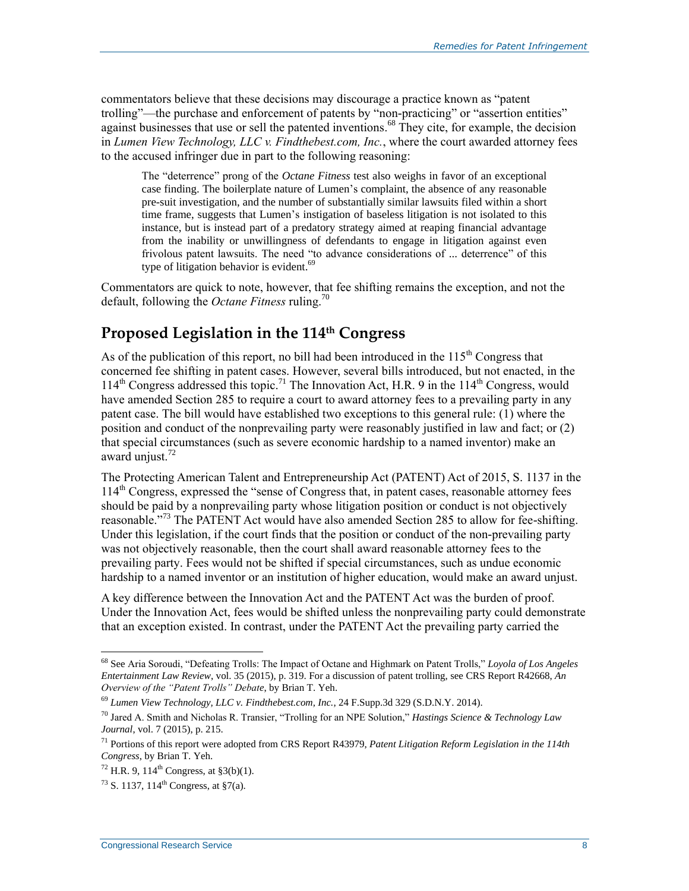commentators believe that these decisions may discourage a practice known as "patent trolling"—the purchase and enforcement of patents by "non-practicing" or "assertion entities" against businesses that use or sell the patented inventions.[68] They cite, for example, the decision in *Lumen View Technology, LLC v. Findthebest.com, Inc.*, where the court awarded attorney fees to the accused infringer due in part to the following reasoning:

> The "deterrence" prong of the *Octane Fitness* test also weighs in favor of an exceptional case finding. The boilerplate nature of Lumen's complaint, the absence of any reasonable pre-suit investigation, and the number of substantially similar lawsuits filed within a short time frame, suggests that Lumen's instigation of baseless litigation is not isolated to this instance, but is instead part of a predatory strategy aimed at reaping financial advantage from the inability or unwillingness of defendants to engage in litigation against even frivolous patent lawsuits. The need "to advance considerations of ... deterrence" of this type of litigation behavior is evident.[69]

Commentators are quick to note, however, that fee shifting remains the exception, and not the default, following the *Octane Fitness* ruling.[70]

## Proposed Legislation in the 114th Congress

As of the publication of this report, no bill had been introduced in the 115th Congress that concerned fee shifting in patent cases. However, several bills introduced, but not enacted, in the 114th Congress addressed this topic.[71] The Innovation Act, H.R. 9 in the 114th Congress, would have amended Section 285 to require a court to award attorney fees to a prevailing party in any patent case. The bill would have established two exceptions to this general rule: (1) where the position and conduct of the nonprevailing party were reasonably justified in law and fact; or (2) that special circumstances (such as severe economic hardship to a named inventor) make an award unjust.[72]

The Protecting American Talent and Entrepreneurship Act (PATENT) Act of 2015, S. 1137 in the 114th Congress, expressed the "sense of Congress that, in patent cases, reasonable attorney fees should be paid by a nonprevailing party whose litigation position or conduct is not objectively reasonable."[73] The PATENT Act would have also amended Section 285 to allow for fee-shifting. Under this legislation, if the court finds that the position or conduct of the non-prevailing party was not objectively reasonable, then the court shall award reasonable attorney fees to the prevailing party. Fees would not be shifted if special circumstances, such as undue economic hardship to a named inventor or an institution of higher education, would make an award unjust.

A key difference between the Innovation Act and the PATENT Act was the burden of proof. Under the Innovation Act, fees would be shifted unless the nonprevailing party could demonstrate that an exception existed. In contrast, under the PATENT Act the prevailing party carried the

---

[68] See Aria Soroudi, "Defeating Trolls: The Impact of Octane and Highmark on Patent Trolls," *Loyola of Los Angeles Entertainment Law Review*, vol. 35 (2015), p. 319. For a discussion of patent trolling, see CRS Report R42668, *An Overview of the "Patent Trolls" Debate*, by Brian T. Yeh.

[69] *Lumen View Technology, LLC v. Findthebest.com, Inc.*, 24 F.Supp.3d 329 (S.D.N.Y. 2014).

[70] Jared A. Smith and Nicholas R. Transier, "Trolling for an NPE Solution," *Hastings Science & Technology Law Journal*, vol. 7 (2015), p. 215.

[71] Portions of this report were adopted from CRS Report R43979, *Patent Litigation Reform Legislation in the 114th Congress*, by Brian T. Yeh.

[72] H.R. 9, 114th Congress, at §3(b)(1).

[73] S. 1137, 114th Congress, at §7(a).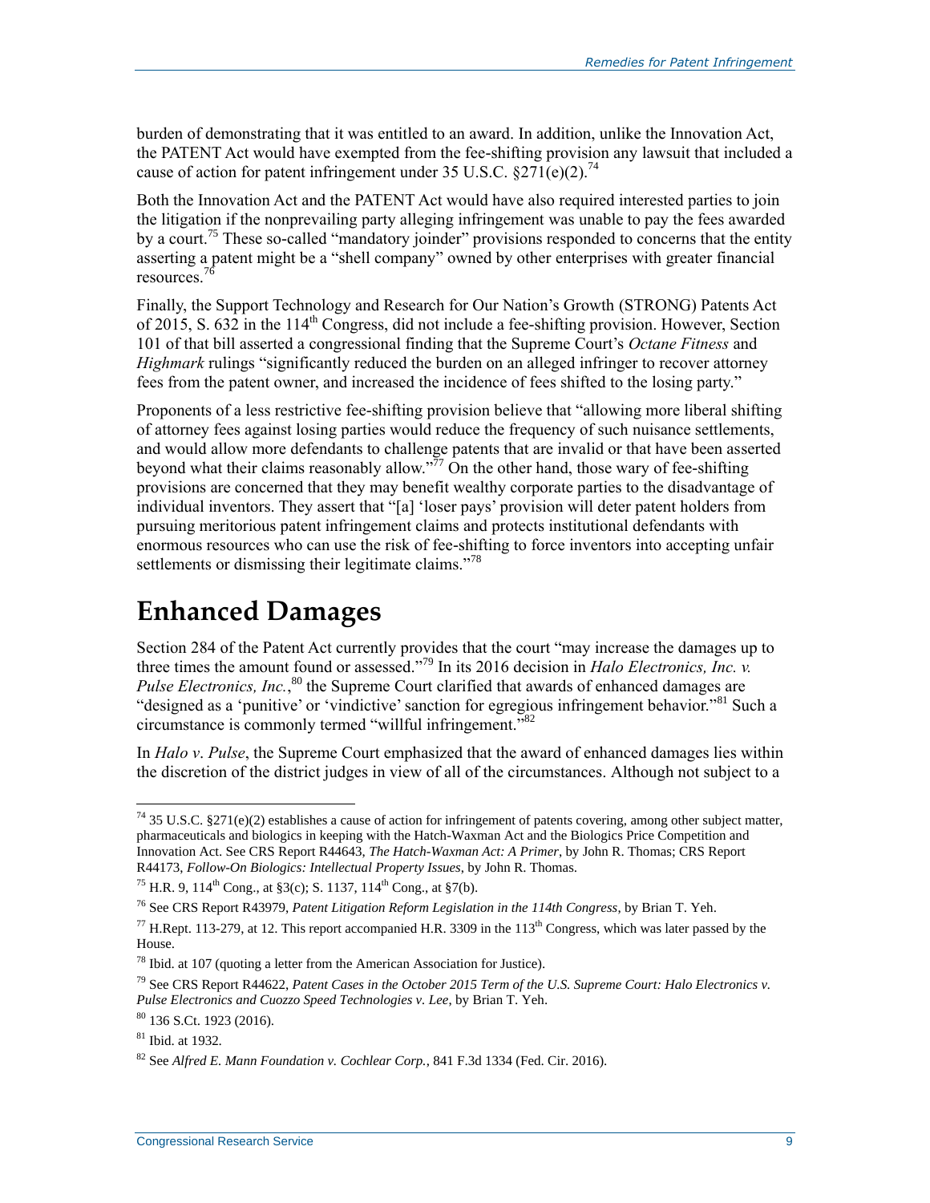burden of demonstrating that it was entitled to an award. In addition, unlike the Innovation Act, the PATENT Act would have exempted from the fee-shifting provision any lawsuit that included a cause of action for patent infringement under 35 U.S.C. §271(e)(2).[74]

Both the Innovation Act and the PATENT Act would have also required interested parties to join the litigation if the nonprevailing party alleging infringement was unable to pay the fees awarded by a court.[75] These so-called "mandatory joinder" provisions responded to concerns that the entity asserting a patent might be a "shell company" owned by other enterprises with greater financial resources.[76]

Finally, the Support Technology and Research for Our Nation's Growth (STRONG) Patents Act of 2015, S. 632 in the 114th Congress, did not include a fee-shifting provision. However, Section 101 of that bill asserted a congressional finding that the Supreme Court's *Octane Fitness* and *Highmark* rulings "significantly reduced the burden on an alleged infringer to recover attorney fees from the patent owner, and increased the incidence of fees shifted to the losing party."

Proponents of a less restrictive fee-shifting provision believe that "allowing more liberal shifting of attorney fees against losing parties would reduce the frequency of such nuisance settlements, and would allow more defendants to challenge patents that are invalid or that have been asserted beyond what their claims reasonably allow."[77] On the other hand, those wary of fee-shifting provisions are concerned that they may benefit wealthy corporate parties to the disadvantage of individual inventors. They assert that "[a] 'loser pays' provision will deter patent holders from pursuing meritorious patent infringement claims and protects institutional defendants with enormous resources who can use the risk of fee-shifting to force inventors into accepting unfair settlements or dismissing their legitimate claims."[78]

# Enhanced Damages

Section 284 of the Patent Act currently provides that the court "may increase the damages up to three times the amount found or assessed."[79] In its 2016 decision in *Halo Electronics, Inc. v. Pulse Electronics, Inc.*,[80] the Supreme Court clarified that awards of enhanced damages are "designed as a 'punitive' or 'vindictive' sanction for egregious infringement behavior."[81] Such a circumstance is commonly termed "willful infringement."[82]

In *Halo v. Pulse*, the Supreme Court emphasized that the award of enhanced damages lies within the discretion of the district judges in view of all of the circumstances. Although not subject to a

---

[74] 35 U.S.C. §271(e)(2) establishes a cause of action for infringement of patents covering, among other subject matter, pharmaceuticals and biologics in keeping with the Hatch-Waxman Act and the Biologics Price Competition and Innovation Act. See CRS Report R44643, *The Hatch-Waxman Act: A Primer*, by John R. Thomas; CRS Report R44173, *Follow-On Biologics: Intellectual Property Issues*, by John R. Thomas.

[75] H.R. 9, 114th Cong., at §3(c); S. 1137, 114th Cong., at §7(b).

[76] See CRS Report R43979, *Patent Litigation Reform Legislation in the 114th Congress*, by Brian T. Yeh.

[77] H.Rept. 113-279, at 12. This report accompanied H.R. 3309 in the 113th Congress, which was later passed by the House.

[78] Ibid. at 107 (quoting a letter from the American Association for Justice).

[79] See CRS Report R44622, *Patent Cases in the October 2015 Term of the U.S. Supreme Court: Halo Electronics v. Pulse Electronics and Cuozzo Speed Technologies v. Lee*, by Brian T. Yeh.

[80] 136 S.Ct. 1923 (2016).

[81] Ibid. at 1932.

[82] See *Alfred E. Mann Foundation v. Cochlear Corp.*, 841 F.3d 1334 (Fed. Cir. 2016).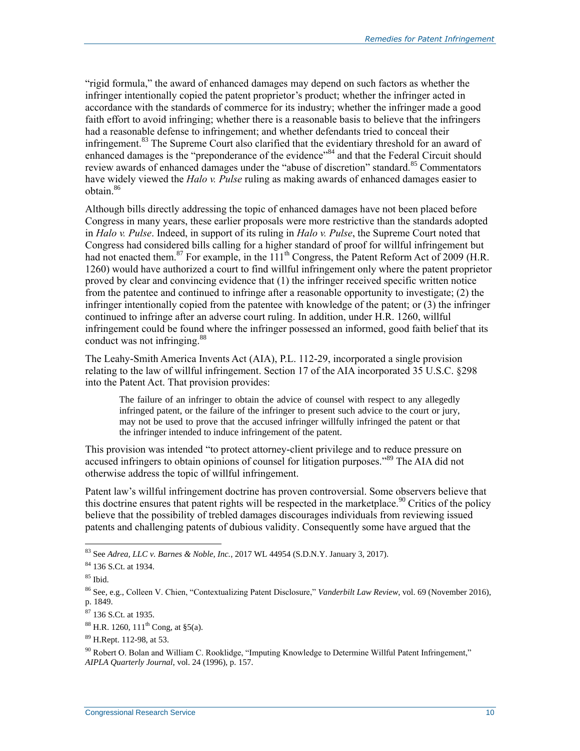"rigid formula," the award of enhanced damages may depend on such factors as whether the infringer intentionally copied the patent proprietor's product; whether the infringer acted in accordance with the standards of commerce for its industry; whether the infringer made a good faith effort to avoid infringing; whether there is a reasonable basis to believe that the infringers had a reasonable defense to infringement; and whether defendants tried to conceal their infringement.[83] The Supreme Court also clarified that the evidentiary threshold for an award of enhanced damages is the "preponderance of the evidence"[84] and that the Federal Circuit should review awards of enhanced damages under the "abuse of discretion" standard.[85] Commentators have widely viewed the *Halo v. Pulse* ruling as making awards of enhanced damages easier to obtain.[86]

Although bills directly addressing the topic of enhanced damages have not been placed before Congress in many years, these earlier proposals were more restrictive than the standards adopted in *Halo v. Pulse*. Indeed, in support of its ruling in *Halo v. Pulse*, the Supreme Court noted that Congress had considered bills calling for a higher standard of proof for willful infringement but had not enacted them.[87] For example, in the 111th Congress, the Patent Reform Act of 2009 (H.R. 1260) would have authorized a court to find willful infringement only where the patent proprietor proved by clear and convincing evidence that (1) the infringer received specific written notice from the patentee and continued to infringe after a reasonable opportunity to investigate; (2) the infringer intentionally copied from the patentee with knowledge of the patent; or (3) the infringer continued to infringe after an adverse court ruling. In addition, under H.R. 1260, willful infringement could be found where the infringer possessed an informed, good faith belief that its conduct was not infringing.[88]

The Leahy-Smith America Invents Act (AIA), P.L. 112-29, incorporated a single provision relating to the law of willful infringement. Section 17 of the AIA incorporated 35 U.S.C. §298 into the Patent Act. That provision provides:

> The failure of an infringer to obtain the advice of counsel with respect to any allegedly infringed patent, or the failure of the infringer to present such advice to the court or jury, may not be used to prove that the accused infringer willfully infringed the patent or that the infringer intended to induce infringement of the patent.

This provision was intended "to protect attorney-client privilege and to reduce pressure on accused infringers to obtain opinions of counsel for litigation purposes."[89] The AIA did not otherwise address the topic of willful infringement.

Patent law's willful infringement doctrine has proven controversial. Some observers believe that this doctrine ensures that patent rights will be respected in the marketplace.[90] Critics of the policy believe that the possibility of trebled damages discourages individuals from reviewing issued patents and challenging patents of dubious validity. Consequently some have argued that the

---

[83] See *Adrea, LLC v. Barnes & Noble, Inc.*, 2017 WL 44954 (S.D.N.Y. January 3, 2017).

[84] 136 S.Ct. at 1934.

[85] Ibid.

[86] See, e.g., Colleen V. Chien, "Contextualizing Patent Disclosure," *Vanderbilt Law Review*, vol. 69 (November 2016), p. 1849.

[87] 136 S.Ct. at 1935.

[88] H.R. 1260, 111th Cong, at §5(a).

[89] H.Rept. 112-98, at 53.

[90] Robert O. Bolan and William C. Rooklidge, "Imputing Knowledge to Determine Willful Patent Infringement," *AIPLA Quarterly Journal*, vol. 24 (1996), p. 157.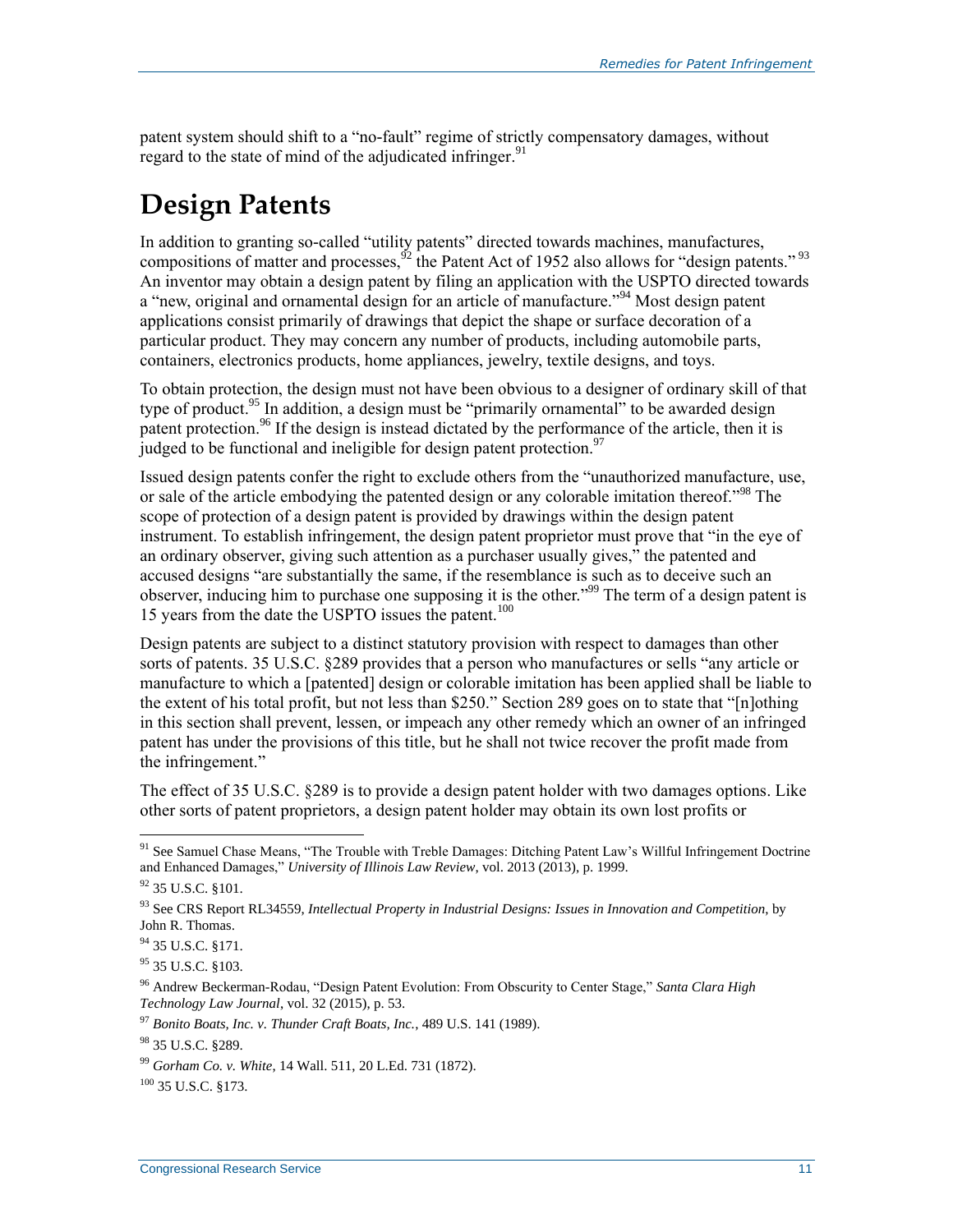patent system should shift to a "no-fault" regime of strictly compensatory damages, without regard to the state of mind of the adjudicated infringer.[91]

# Design Patents

In addition to granting so-called "utility patents" directed towards machines, manufactures, compositions of matter and processes,[92] the Patent Act of 1952 also allows for "design patents."[93] An inventor may obtain a design patent by filing an application with the USPTO directed towards a "new, original and ornamental design for an article of manufacture."[94] Most design patent applications consist primarily of drawings that depict the shape or surface decoration of a particular product. They may concern any number of products, including automobile parts, containers, electronics products, home appliances, jewelry, textile designs, and toys.

To obtain protection, the design must not have been obvious to a designer of ordinary skill of that type of product.[95] In addition, a design must be "primarily ornamental" to be awarded design patent protection.[96] If the design is instead dictated by the performance of the article, then it is judged to be functional and ineligible for design patent protection.[97]

Issued design patents confer the right to exclude others from the "unauthorized manufacture, use, or sale of the article embodying the patented design or any colorable imitation thereof."[98] The scope of protection of a design patent is provided by drawings within the design patent instrument. To establish infringement, the design patent proprietor must prove that "in the eye of an ordinary observer, giving such attention as a purchaser usually gives," the patented and accused designs "are substantially the same, if the resemblance is such as to deceive such an observer, inducing him to purchase one supposing it is the other."[99] The term of a design patent is 15 years from the date the USPTO issues the patent.[100]

Design patents are subject to a distinct statutory provision with respect to damages than other sorts of patents. 35 U.S.C. §289 provides that a person who manufactures or sells "any article or manufacture to which a [patented] design or colorable imitation has been applied shall be liable to the extent of his total profit, but not less than $250." Section 289 goes on to state that "[n]othing in this section shall prevent, lessen, or impeach any other remedy which an owner of an infringed patent has under the provisions of this title, but he shall not twice recover the profit made from the infringement."

The effect of 35 U.S.C. §289 is to provide a design patent holder with two damages options. Like other sorts of patent proprietors, a design patent holder may obtain its own lost profits or

---

[91] See Samuel Chase Means, "The Trouble with Treble Damages: Ditching Patent Law's Willful Infringement Doctrine and Enhanced Damages," *University of Illinois Law Review,* vol. 2013 (2013), p. 1999.

[92] 35 U.S.C. §101.

[93] See CRS Report RL34559, *Intellectual Property in Industrial Designs: Issues in Innovation and Competition*, by John R. Thomas.

[94] 35 U.S.C. §171.

[95] 35 U.S.C. §103.

[96] Andrew Beckerman-Rodau, "Design Patent Evolution: From Obscurity to Center Stage," *Santa Clara High Technology Law Journal*, vol. 32 (2015), p. 53.

[97] *Bonito Boats, Inc. v. Thunder Craft Boats, Inc.*, 489 U.S. 141 (1989).

[98] 35 U.S.C. §289.

[99] *Gorham Co. v. White*, 14 Wall. 511, 20 L.Ed. 731 (1872).

[100] 35 U.S.C. §173.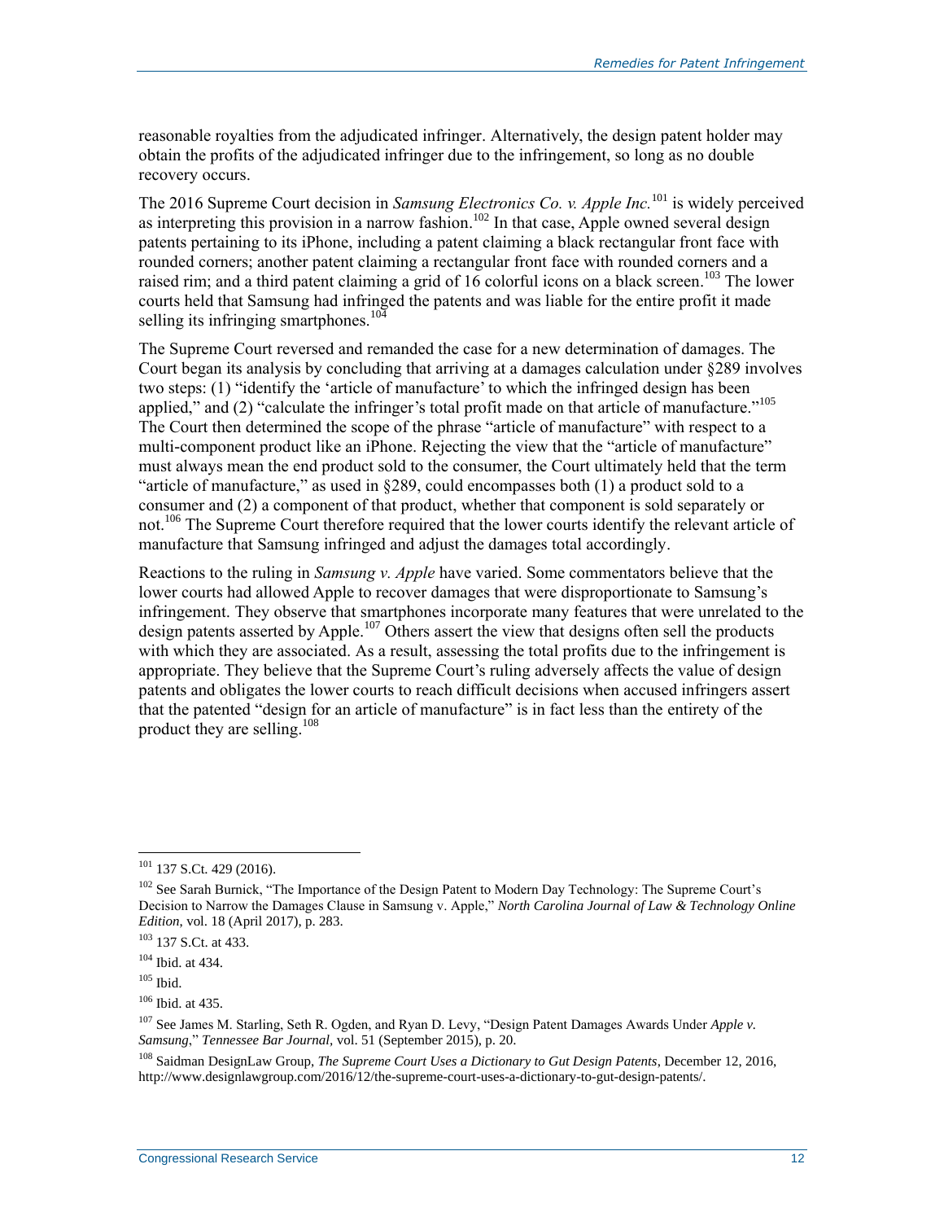reasonable royalties from the adjudicated infringer. Alternatively, the design patent holder may obtain the profits of the adjudicated infringer due to the infringement, so long as no double recovery occurs.

The 2016 Supreme Court decision in *Samsung Electronics Co. v. Apple Inc.*[101] is widely perceived as interpreting this provision in a narrow fashion.[102] In that case, Apple owned several design patents pertaining to its iPhone, including a patent claiming a black rectangular front face with rounded corners; another patent claiming a rectangular front face with rounded corners and a raised rim; and a third patent claiming a grid of 16 colorful icons on a black screen.[103] The lower courts held that Samsung had infringed the patents and was liable for the entire profit it made selling its infringing smartphones.[104]

The Supreme Court reversed and remanded the case for a new determination of damages. The Court began its analysis by concluding that arriving at a damages calculation under §289 involves two steps: (1) "identify the 'article of manufacture' to which the infringed design has been applied," and (2) "calculate the infringer's total profit made on that article of manufacture."[105] The Court then determined the scope of the phrase "article of manufacture" with respect to a multi-component product like an iPhone. Rejecting the view that the "article of manufacture" must always mean the end product sold to the consumer, the Court ultimately held that the term "article of manufacture," as used in §289, could encompasses both (1) a product sold to a consumer and (2) a component of that product, whether that component is sold separately or not.[106] The Supreme Court therefore required that the lower courts identify the relevant article of manufacture that Samsung infringed and adjust the damages total accordingly.

Reactions to the ruling in *Samsung v. Apple* have varied. Some commentators believe that the lower courts had allowed Apple to recover damages that were disproportionate to Samsung's infringement. They observe that smartphones incorporate many features that were unrelated to the design patents asserted by Apple.[107] Others assert the view that designs often sell the products with which they are associated. As a result, assessing the total profits due to the infringement is appropriate. They believe that the Supreme Court's ruling adversely affects the value of design patents and obligates the lower courts to reach difficult decisions when accused infringers assert that the patented "design for an article of manufacture" is in fact less than the entirety of the product they are selling.[108]

---

[101] 137 S.Ct. 429 (2016).

[102] See Sarah Burnick, "The Importance of the Design Patent to Modern Day Technology: The Supreme Court's Decision to Narrow the Damages Clause in Samsung v. Apple," *North Carolina Journal of Law & Technology Online Edition*, vol. 18 (April 2017), p. 283.

[103] 137 S.Ct. at 433.

[104] Ibid. at 434.

[105] Ibid.

[106] Ibid. at 435.

[107] See James M. Starling, Seth R. Ogden, and Ryan D. Levy, "Design Patent Damages Awards Under *Apple v. Samsung*," *Tennessee Bar Journal*, vol. 51 (September 2015), p. 20.

[108] Saidman DesignLaw Group, *The Supreme Court Uses a Dictionary to Gut Design Patents*, December 12, 2016, http://www.designlawgroup.com/2016/12/the-supreme-court-uses-a-dictionary-to-gut-design-patents/.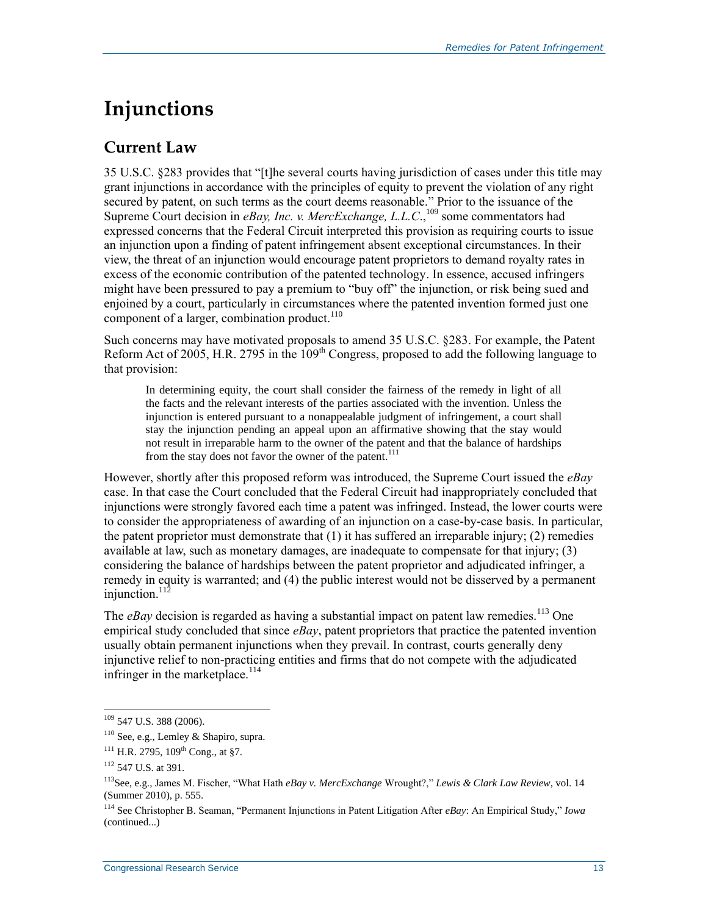# Injunctions

## Current Law

35 U.S.C. §283 provides that "[t]he several courts having jurisdiction of cases under this title may grant injunctions in accordance with the principles of equity to prevent the violation of any right secured by patent, on such terms as the court deems reasonable." Prior to the issuance of the Supreme Court decision in *eBay, Inc. v. MercExchange, L.L.C.*,[109] some commentators had expressed concerns that the Federal Circuit interpreted this provision as requiring courts to issue an injunction upon a finding of patent infringement absent exceptional circumstances. In their view, the threat of an injunction would encourage patent proprietors to demand royalty rates in excess of the economic contribution of the patented technology. In essence, accused infringers might have been pressured to pay a premium to "buy off" the injunction, or risk being sued and enjoined by a court, particularly in circumstances where the patented invention formed just one component of a larger, combination product.[110]

Such concerns may have motivated proposals to amend 35 U.S.C. §283. For example, the Patent Reform Act of 2005, H.R. 2795 in the 109th Congress, proposed to add the following language to that provision:

> In determining equity, the court shall consider the fairness of the remedy in light of all the facts and the relevant interests of the parties associated with the invention. Unless the injunction is entered pursuant to a nonappealable judgment of infringement, a court shall stay the injunction pending an appeal upon an affirmative showing that the stay would not result in irreparable harm to the owner of the patent and that the balance of hardships from the stay does not favor the owner of the patent.[111]

However, shortly after this proposed reform was introduced, the Supreme Court issued the *eBay* case. In that case the Court concluded that the Federal Circuit had inappropriately concluded that injunctions were strongly favored each time a patent was infringed. Instead, the lower courts were to consider the appropriateness of awarding of an injunction on a case-by-case basis. In particular, the patent proprietor must demonstrate that (1) it has suffered an irreparable injury; (2) remedies available at law, such as monetary damages, are inadequate to compensate for that injury; (3) considering the balance of hardships between the patent proprietor and adjudicated infringer, a remedy in equity is warranted; and (4) the public interest would not be disserved by a permanent injunction.[112]

The *eBay* decision is regarded as having a substantial impact on patent law remedies.[113] One empirical study concluded that since *eBay*, patent proprietors that practice the patented invention usually obtain permanent injunctions when they prevail. In contrast, courts generally deny injunctive relief to non-practicing entities and firms that do not compete with the adjudicated infringer in the marketplace.[114]

---

[109] 547 U.S. 388 (2006).

[110] See, e.g., Lemley & Shapiro, supra.

[111] H.R. 2795, 109th Cong., at §7.

[112] 547 U.S. at 391.

[113] See, e.g., James M. Fischer, "What Hath *eBay v. MercExchange* Wrought?," *Lewis & Clark Law Review*, vol. 14 (Summer 2010), p. 555.

[114] See Christopher B. Seaman, "Permanent Injunctions in Patent Litigation After *eBay*: An Empirical Study," *Iowa* (continued...)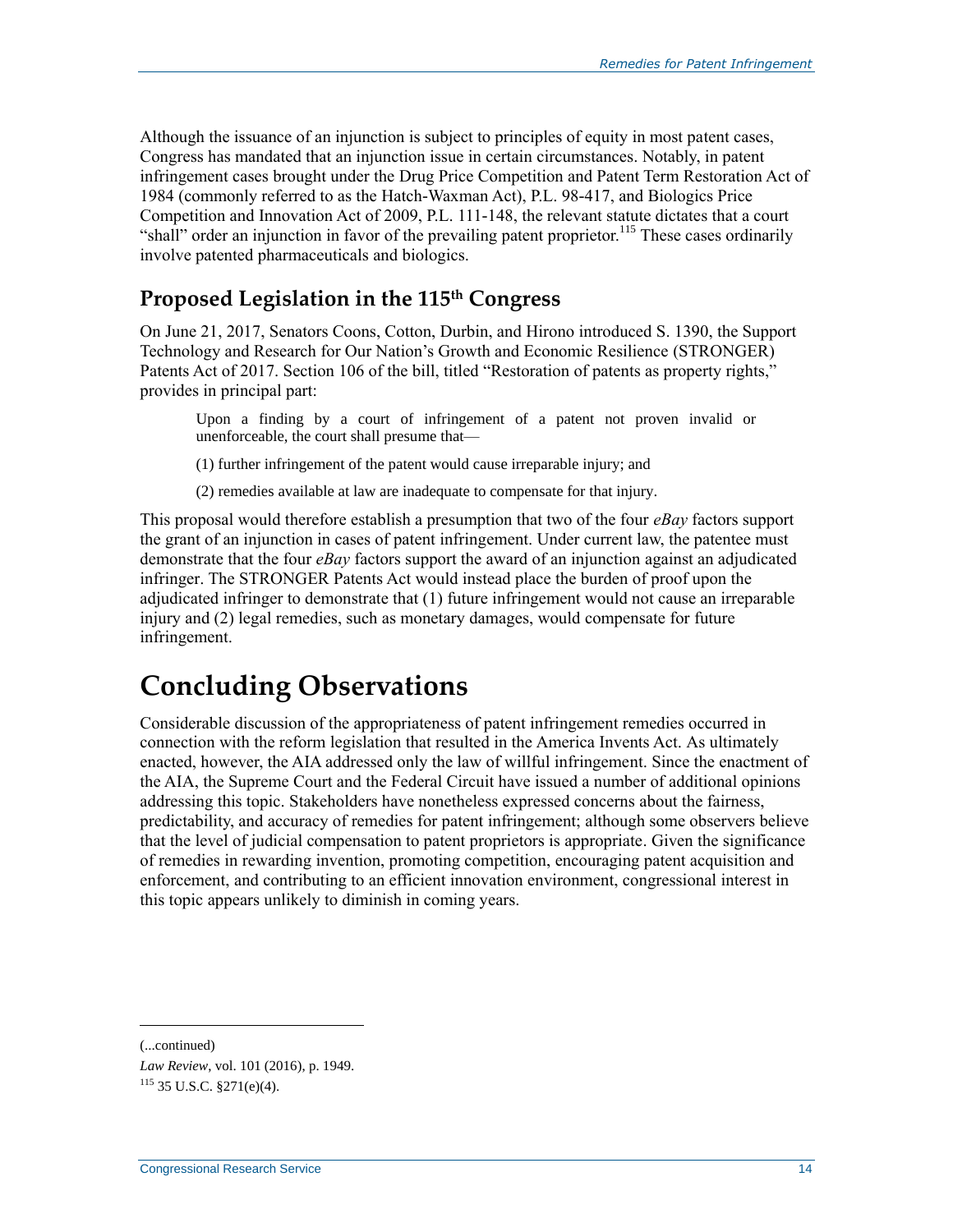Although the issuance of an injunction is subject to principles of equity in most patent cases, Congress has mandated that an injunction issue in certain circumstances. Notably, in patent infringement cases brought under the Drug Price Competition and Patent Term Restoration Act of 1984 (commonly referred to as the Hatch-Waxman Act), P.L. 98-417, and Biologics Price Competition and Innovation Act of 2009, P.L. 111-148, the relevant statute dictates that a court "shall" order an injunction in favor of the prevailing patent proprietor.[115] These cases ordinarily involve patented pharmaceuticals and biologics.

## Proposed Legislation in the 115th Congress

On June 21, 2017, Senators Coons, Cotton, Durbin, and Hirono introduced S. 1390, the Support Technology and Research for Our Nation's Growth and Economic Resilience (STRONGER) Patents Act of 2017. Section 106 of the bill, titled "Restoration of patents as property rights," provides in principal part:

> Upon a finding by a court of infringement of a patent not proven invalid or unenforceable, the court shall presume that—
>
> (1) further infringement of the patent would cause irreparable injury; and
>
> (2) remedies available at law are inadequate to compensate for that injury.

This proposal would therefore establish a presumption that two of the four *eBay* factors support the grant of an injunction in cases of patent infringement. Under current law, the patentee must demonstrate that the four *eBay* factors support the award of an injunction against an adjudicated infringer. The STRONGER Patents Act would instead place the burden of proof upon the adjudicated infringer to demonstrate that (1) future infringement would not cause an irreparable injury and (2) legal remedies, such as monetary damages, would compensate for future infringement.

# Concluding Observations

Considerable discussion of the appropriateness of patent infringement remedies occurred in connection with the reform legislation that resulted in the America Invents Act. As ultimately enacted, however, the AIA addressed only the law of willful infringement. Since the enactment of the AIA, the Supreme Court and the Federal Circuit have issued a number of additional opinions addressing this topic. Stakeholders have nonetheless expressed concerns about the fairness, predictability, and accuracy of remedies for patent infringement; although some observers believe that the level of judicial compensation to patent proprietors is appropriate. Given the significance of remedies in rewarding invention, promoting competition, encouraging patent acquisition and enforcement, and contributing to an efficient innovation environment, congressional interest in this topic appears unlikely to diminish in coming years.

---

(...continued)

*Law Review*, vol. 101 (2016), p. 1949.

[115] 35 U.S.C. §271(e)(4).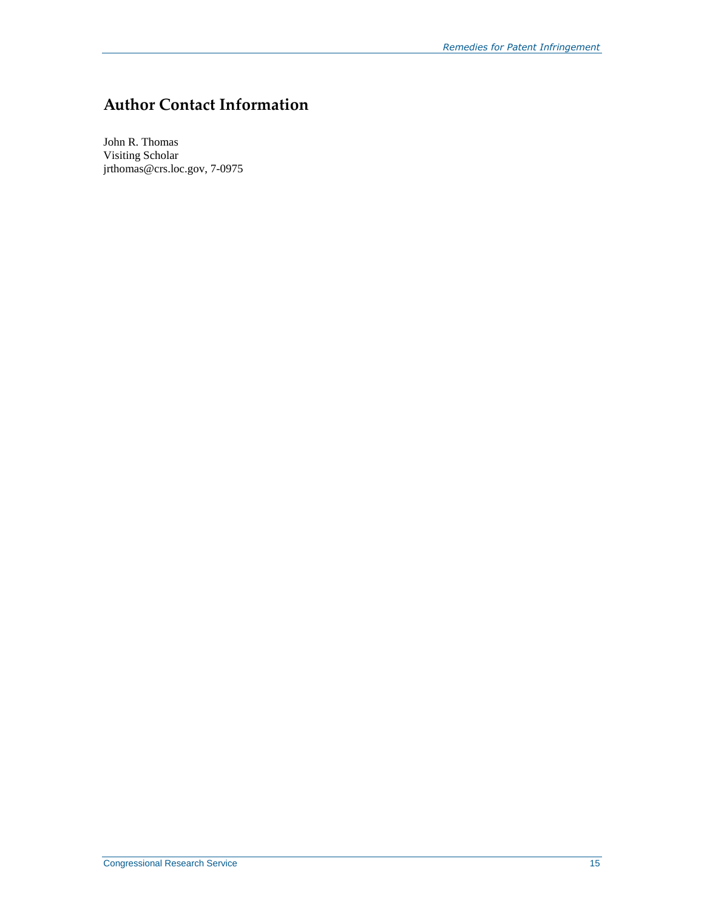## Author Contact Information

John R. Thomas
Visiting Scholar
jrthomas@crs.loc.gov, 7-0975